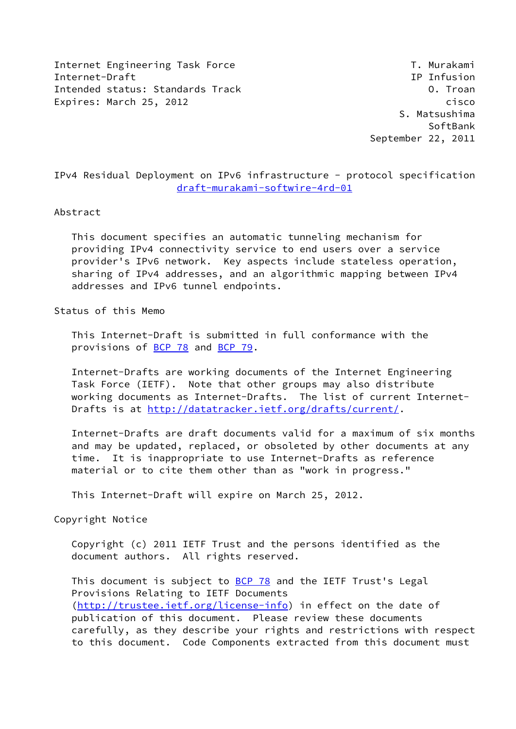Internet Engineering Task Force                              T. Murakami
Internet-Draft                                               IP Infusion
Intended status: Standards Track                                O. Troan
Expires: March 25, 2012                                            cisco
                                                          S. Matsushima
                                                                SoftBank
                                                      September 22, 2011

# IPv4 Residual Deployment on IPv6 infrastructure - protocol specification

draft-murakami-softwire-4rd-01

## Abstract

This document specifies an automatic tunneling mechanism for providing IPv4 connectivity service to end users over a service provider's IPv6 network. Key aspects include stateless operation, sharing of IPv4 addresses, and an algorithmic mapping between IPv4 addresses and IPv6 tunnel endpoints.

## Status of this Memo

This Internet-Draft is submitted in full conformance with the provisions of BCP 78 and BCP 79.

Internet-Drafts are working documents of the Internet Engineering Task Force (IETF). Note that other groups may also distribute working documents as Internet-Drafts. The list of current Internet-Drafts is at http://datatracker.ietf.org/drafts/current/.

Internet-Drafts are draft documents valid for a maximum of six months and may be updated, replaced, or obsoleted by other documents at any time. It is inappropriate to use Internet-Drafts as reference material or to cite them other than as "work in progress."

This Internet-Draft will expire on March 25, 2012.

## Copyright Notice

Copyright (c) 2011 IETF Trust and the persons identified as the document authors. All rights reserved.

This document is subject to BCP 78 and the IETF Trust's Legal Provisions Relating to IETF Documents (http://trustee.ietf.org/license-info) in effect on the date of publication of this document. Please review these documents carefully, as they describe your rights and restrictions with respect to this document. Code Components extracted from this document must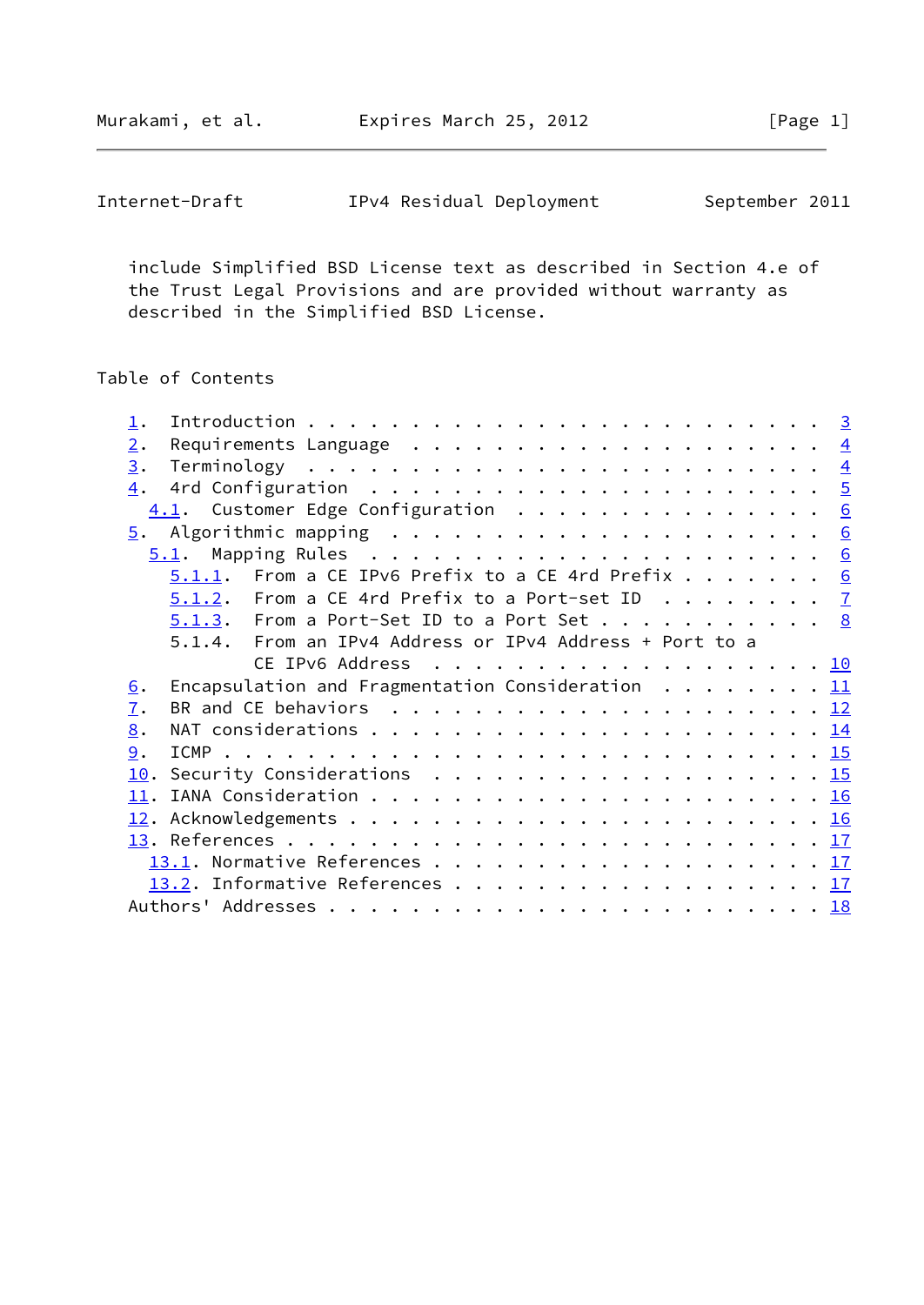include Simplified BSD License text as described in Section 4.e of the Trust Legal Provisions and are provided without warranty as described in the Simplified BSD License.

## Table of Contents

- 1. Introduction . . . . . . . . . . . . . . . . . . . . . . . . 3
- 2. Requirements Language . . . . . . . . . . . . . . . . . . . 4
- 3. Terminology . . . . . . . . . . . . . . . . . . . . . . . . 4
- 4. 4rd Configuration . . . . . . . . . . . . . . . . . . . . . 5
  - 4.1. Customer Edge Configuration . . . . . . . . . . . . . . 6
- 5. Algorithmic mapping . . . . . . . . . . . . . . . . . . . . 6
  - 5.1. Mapping Rules . . . . . . . . . . . . . . . . . . . . . 6
    - 5.1.1. From a CE IPv6 Prefix to a CE 4rd Prefix . . . . . . . 6
    - 5.1.2. From a CE 4rd Prefix to a Port-set ID . . . . . . . . 7
    - 5.1.3. From a Port-Set ID to a Port Set . . . . . . . . . . . 8
    - 5.1.4. From an IPv4 Address or IPv4 Address + Port to a CE IPv6 Address . . . . . . . . . . . . . . . . . . 10
- 6. Encapsulation and Fragmentation Consideration . . . . . . . . 11
- 7. BR and CE behaviors . . . . . . . . . . . . . . . . . . . . 12
- 8. NAT considerations . . . . . . . . . . . . . . . . . . . . . 14
- 9. ICMP . . . . . . . . . . . . . . . . . . . . . . . . . . . 15
- 10. Security Considerations . . . . . . . . . . . . . . . . . . 15
- 11. IANA Consideration . . . . . . . . . . . . . . . . . . . . . 16
- 12. Acknowledgements . . . . . . . . . . . . . . . . . . . . . . 16
- 13. References . . . . . . . . . . . . . . . . . . . . . . . . 17
  - 13.1. Normative References . . . . . . . . . . . . . . . . . . 17
  - 13.2. Informative References . . . . . . . . . . . . . . . . . 17
- Authors' Addresses . . . . . . . . . . . . . . . . . . . . . . . 18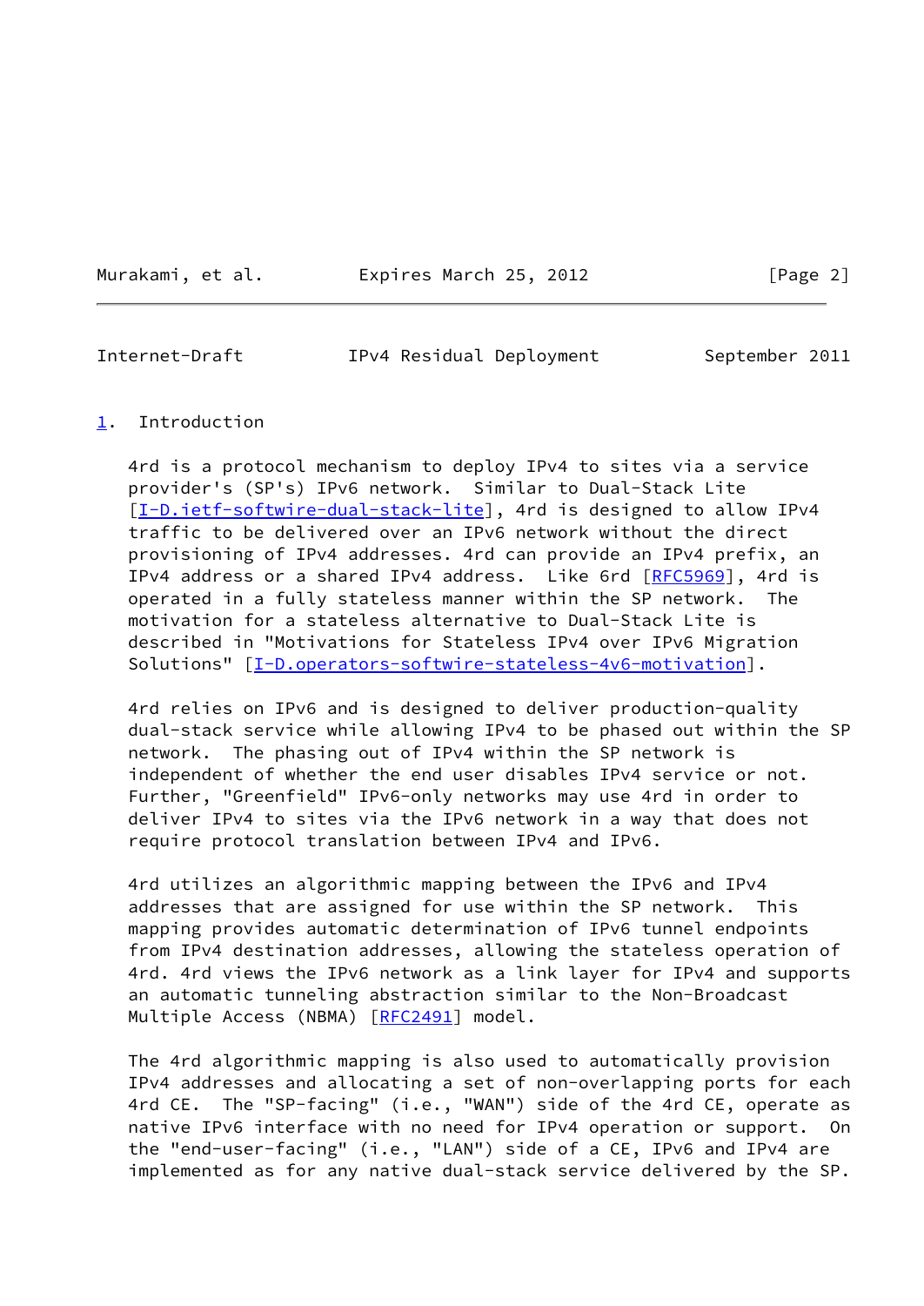## 1. Introduction

4rd is a protocol mechanism to deploy IPv4 to sites via a service provider's (SP's) IPv6 network. Similar to Dual-Stack Lite [I-D.ietf-softwire-dual-stack-lite], 4rd is designed to allow IPv4 traffic to be delivered over an IPv6 network without the direct provisioning of IPv4 addresses. 4rd can provide an IPv4 prefix, an IPv4 address or a shared IPv4 address. Like 6rd [RFC5969], 4rd is operated in a fully stateless manner within the SP network. The motivation for a stateless alternative to Dual-Stack Lite is described in "Motivations for Stateless IPv4 over IPv6 Migration Solutions" [I-D.operators-softwire-stateless-4v6-motivation].

4rd relies on IPv6 and is designed to deliver production-quality dual-stack service while allowing IPv4 to be phased out within the SP network. The phasing out of IPv4 within the SP network is independent of whether the end user disables IPv4 service or not. Further, "Greenfield" IPv6-only networks may use 4rd in order to deliver IPv4 to sites via the IPv6 network in a way that does not require protocol translation between IPv4 and IPv6.

4rd utilizes an algorithmic mapping between the IPv6 and IPv4 addresses that are assigned for use within the SP network. This mapping provides automatic determination of IPv6 tunnel endpoints from IPv4 destination addresses, allowing the stateless operation of 4rd. 4rd views the IPv6 network as a link layer for IPv4 and supports an automatic tunneling abstraction similar to the Non-Broadcast Multiple Access (NBMA) [RFC2491] model.

The 4rd algorithmic mapping is also used to automatically provision IPv4 addresses and allocating a set of non-overlapping ports for each 4rd CE. The "SP-facing" (i.e., "WAN") side of the 4rd CE, operate as native IPv6 interface with no need for IPv4 operation or support. On the "end-user-facing" (i.e., "LAN") side of a CE, IPv6 and IPv4 are implemented as for any native dual-stack service delivered by the SP.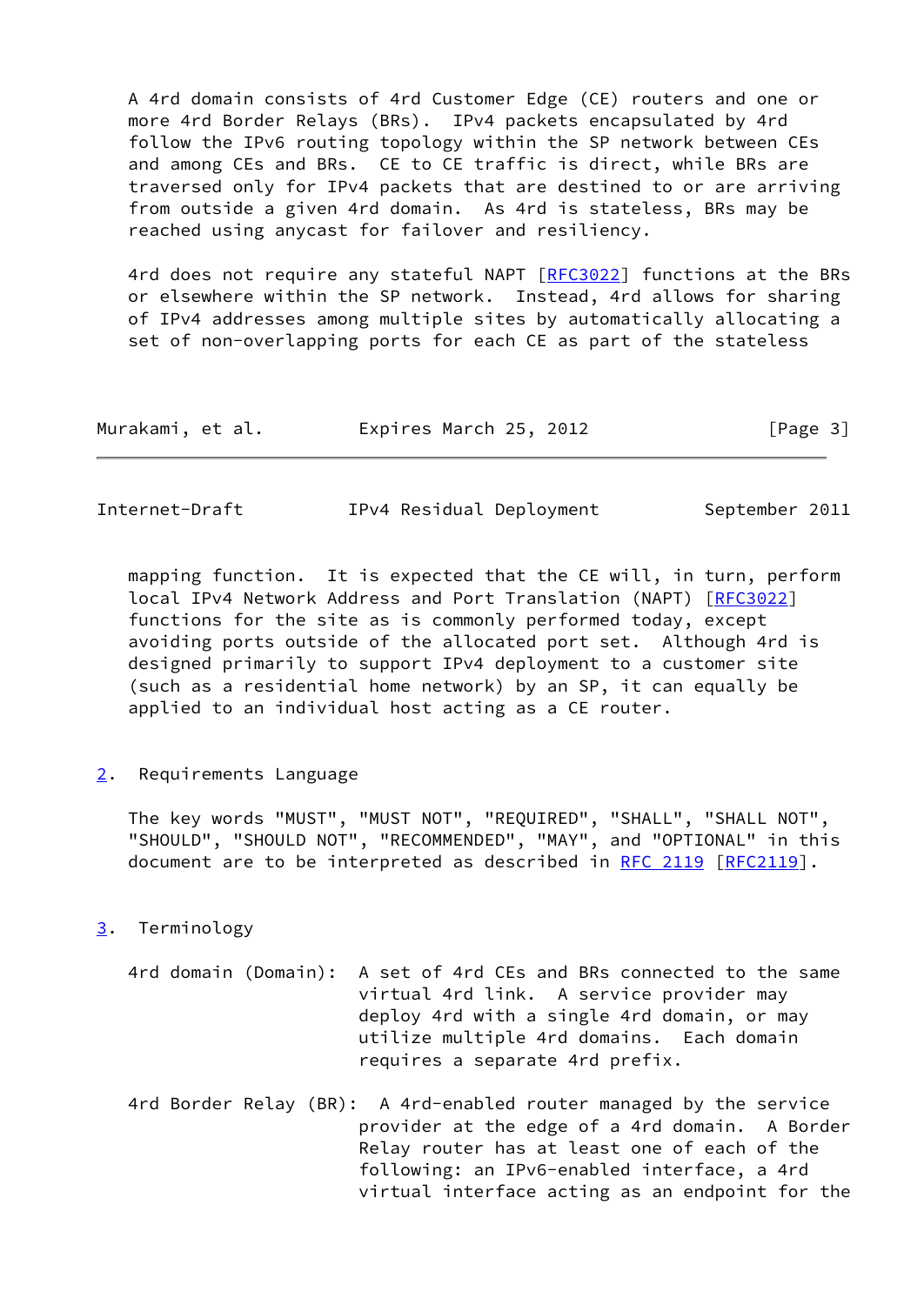A 4rd domain consists of 4rd Customer Edge (CE) routers and one or more 4rd Border Relays (BRs). IPv4 packets encapsulated by 4rd follow the IPv6 routing topology within the SP network between CEs and among CEs and BRs. CE to CE traffic is direct, while BRs are traversed only for IPv4 packets that are destined to or are arriving from outside a given 4rd domain. As 4rd is stateless, BRs may be reached using anycast for failover and resiliency.

4rd does not require any stateful NAPT [RFC3022] functions at the BRs or elsewhere within the SP network. Instead, 4rd allows for sharing of IPv4 addresses among multiple sites by automatically allocating a set of non-overlapping ports for each CE as part of the stateless mapping function. It is expected that the CE will, in turn, perform local IPv4 Network Address and Port Translation (NAPT) [RFC3022] functions for the site as is commonly performed today, except avoiding ports outside of the allocated port set. Although 4rd is designed primarily to support IPv4 deployment to a customer site (such as a residential home network) by an SP, it can equally be applied to an individual host acting as a CE router.

## 2. Requirements Language

The key words "MUST", "MUST NOT", "REQUIRED", "SHALL", "SHALL NOT", "SHOULD", "SHOULD NOT", "RECOMMENDED", "MAY", and "OPTIONAL" in this document are to be interpreted as described in RFC 2119 [RFC2119].

## 3. Terminology

4rd domain (Domain): A set of 4rd CEs and BRs connected to the same virtual 4rd link. A service provider may deploy 4rd with a single 4rd domain, or may utilize multiple 4rd domains. Each domain requires a separate 4rd prefix.

4rd Border Relay (BR): A 4rd-enabled router managed by the service provider at the edge of a 4rd domain. A Border Relay router has at least one of each of the following: an IPv6-enabled interface, a 4rd virtual interface acting as an endpoint for the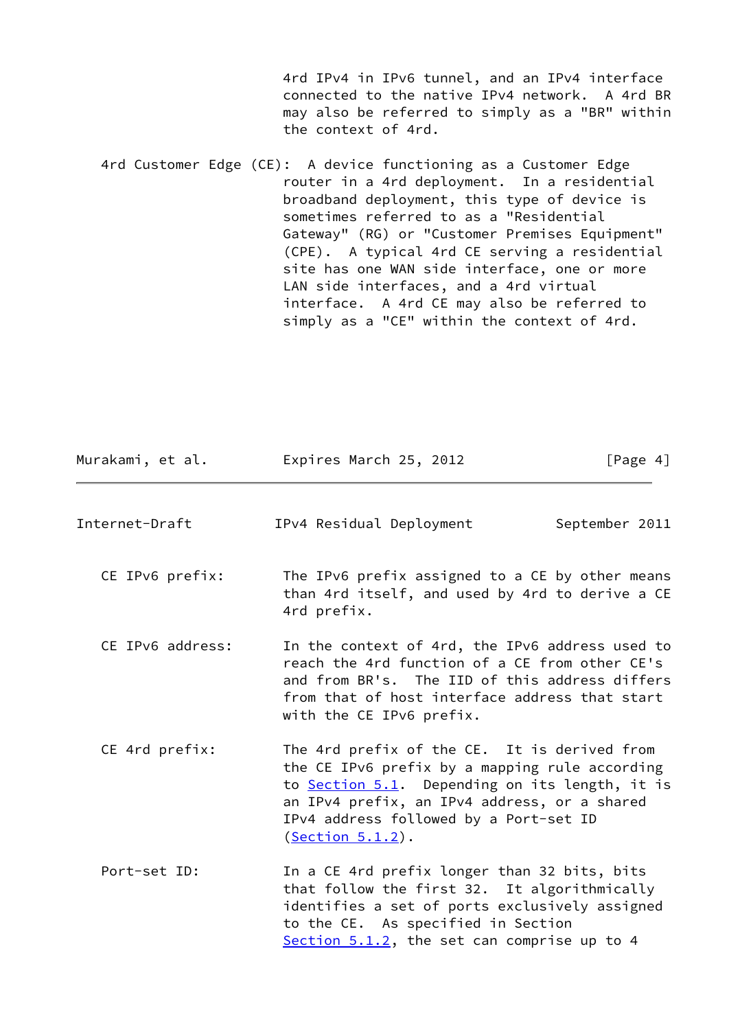4rd IPv4 in IPv6 tunnel, and an IPv4 interface connected to the native IPv4 network. A 4rd BR may also be referred to simply as a "BR" within the context of 4rd.

4rd Customer Edge (CE): A device functioning as a Customer Edge router in a 4rd deployment. In a residential broadband deployment, this type of device is sometimes referred to as a "Residential Gateway" (RG) or "Customer Premises Equipment" (CPE). A typical 4rd CE serving a residential site has one WAN side interface, one or more LAN side interfaces, and a 4rd virtual interface. A 4rd CE may also be referred to simply as a "CE" within the context of 4rd.

CE IPv6 prefix: The IPv6 prefix assigned to a CE by other means than 4rd itself, and used by 4rd to derive a CE 4rd prefix.

CE IPv6 address: In the context of 4rd, the IPv6 address used to reach the 4rd function of a CE from other CE's and from BR's. The IID of this address differs from that of host interface address that start with the CE IPv6 prefix.

CE 4rd prefix: The 4rd prefix of the CE. It is derived from the CE IPv6 prefix by a mapping rule according to Section 5.1. Depending on its length, it is an IPv4 prefix, an IPv4 address, or a shared IPv4 address followed by a Port-set ID (Section 5.1.2).

Port-set ID: In a CE 4rd prefix longer than 32 bits, bits that follow the first 32. It algorithmically identifies a set of ports exclusively assigned to the CE. As specified in Section Section 5.1.2, the set can comprise up to 4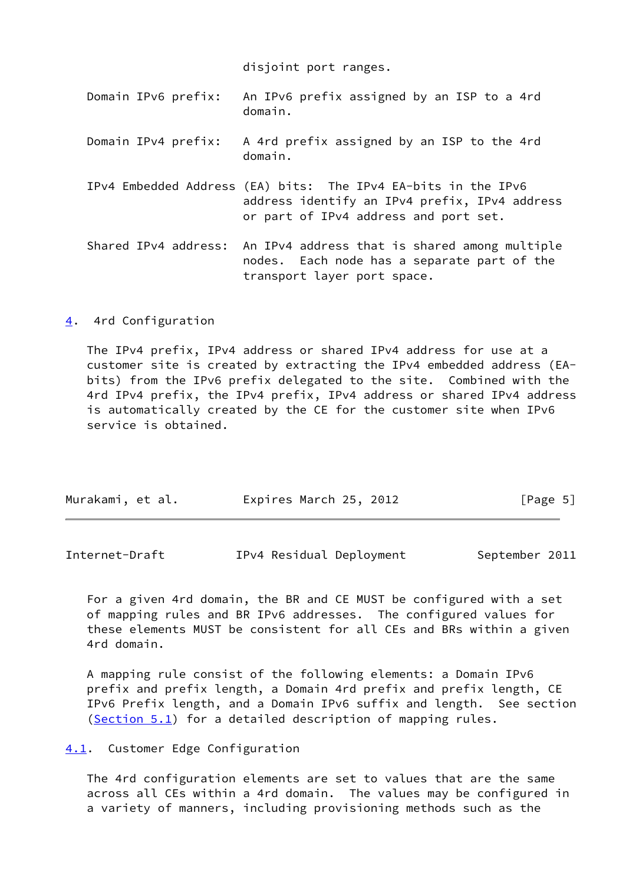disjoint port ranges.

Domain IPv6 prefix: An IPv6 prefix assigned by an ISP to a 4rd domain.

Domain IPv4 prefix: A 4rd prefix assigned by an ISP to the 4rd domain.

IPv4 Embedded Address (EA) bits: The IPv4 EA-bits in the IPv6 address identify an IPv4 prefix, IPv4 address or part of IPv4 address and port set.

Shared IPv4 address: An IPv4 address that is shared among multiple nodes. Each node has a separate part of the transport layer port space.

## 4. 4rd Configuration

The IPv4 prefix, IPv4 address or shared IPv4 address for use at a customer site is created by extracting the IPv4 embedded address (EA-bits) from the IPv6 prefix delegated to the site. Combined with the 4rd IPv4 prefix, the IPv4 prefix, IPv4 address or shared IPv4 address is automatically created by the CE for the customer site when IPv6 service is obtained.

For a given 4rd domain, the BR and CE MUST be configured with a set of mapping rules and BR IPv6 addresses. The configured values for these elements MUST be consistent for all CEs and BRs within a given 4rd domain.

A mapping rule consist of the following elements: a Domain IPv6 prefix and prefix length, a Domain 4rd prefix and prefix length, CE IPv6 Prefix length, and a Domain IPv6 suffix and length. See section (Section 5.1) for a detailed description of mapping rules.

### 4.1. Customer Edge Configuration

The 4rd configuration elements are set to values that are the same across all CEs within a 4rd domain. The values may be configured in a variety of manners, including provisioning methods such as the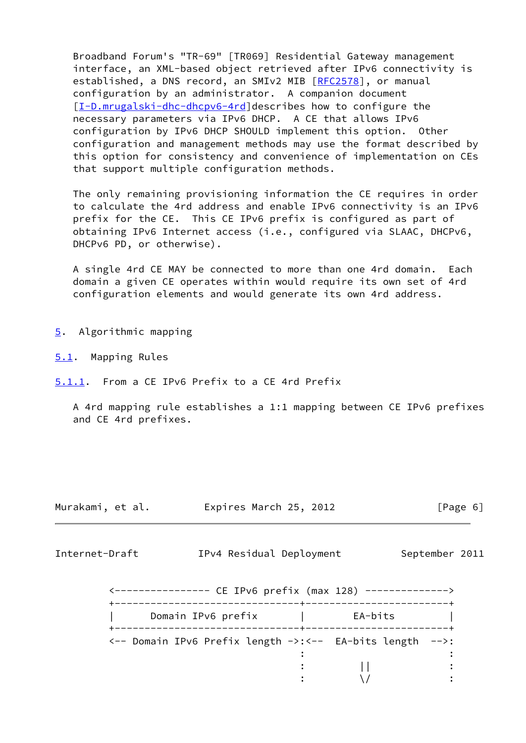Broadband Forum's "TR-69" [TR069] Residential Gateway management interface, an XML-based object retrieved after IPv6 connectivity is established, a DNS record, an SMIv2 MIB [RFC2578], or manual configuration by an administrator. A companion document [I-D.mrugalski-dhc-dhcpv6-4rd]describes how to configure the necessary parameters via IPv6 DHCP. A CE that allows IPv6 configuration by IPv6 DHCP SHOULD implement this option. Other configuration and management methods may use the format described by this option for consistency and convenience of implementation on CEs that support multiple configuration methods.

The only remaining provisioning information the CE requires in order to calculate the 4rd address and enable IPv6 connectivity is an IPv6 prefix for the CE. This CE IPv6 prefix is configured as part of obtaining IPv6 Internet access (i.e., configured via SLAAC, DHCPv6, DHCPv6 PD, or otherwise).

A single 4rd CE MAY be connected to more than one 4rd domain. Each domain a given CE operates within would require its own set of 4rd configuration elements and would generate its own 4rd address.

# 5. Algorithmic mapping

## 5.1. Mapping Rules

### 5.1.1. From a CE IPv6 Prefix to a CE 4rd Prefix

A 4rd mapping rule establishes a 1:1 mapping between CE IPv6 prefixes and CE 4rd prefixes.

```
<---------------- CE IPv6 prefix (max 128) -------------->
+-------------------------------+------------------------+
|      Domain IPv6 prefix       |        EA-bits         |
+-------------------------------+------------------------+
<-- Domain IPv6 Prefix length ->:<--  EA-bits length  -->:
                                :                        :
                                :         ||             :
                                :         \/             :
```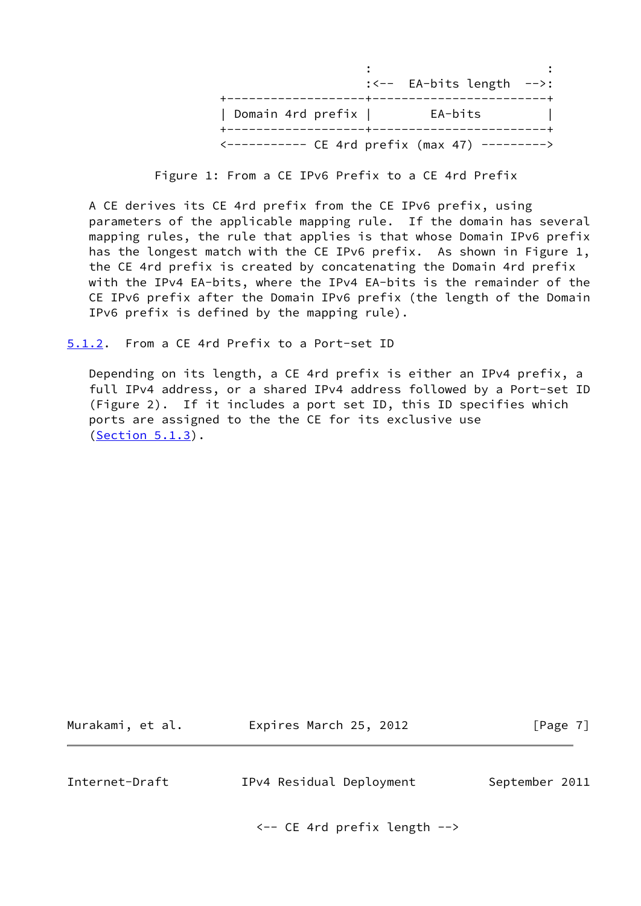```
                              :                        :
                              :<--  EA-bits length  -->:
             +-------------------+------------------------+
             | Domain 4rd prefix |         EA-bits        |
             +-------------------+------------------------+
             <----------- CE 4rd prefix (max 47) --------->
```

Figure 1: From a CE IPv6 Prefix to a CE 4rd Prefix

A CE derives its CE 4rd prefix from the CE IPv6 prefix, using parameters of the applicable mapping rule. If the domain has several mapping rules, the rule that applies is that whose Domain IPv6 prefix has the longest match with the CE IPv6 prefix. As shown in Figure 1, the CE 4rd prefix is created by concatenating the Domain 4rd prefix with the IPv4 EA-bits, where the IPv4 EA-bits is the remainder of the CE IPv6 prefix after the Domain IPv6 prefix (the length of the Domain IPv6 prefix is defined by the mapping rule).

### 5.1.2. From a CE 4rd Prefix to a Port-set ID

Depending on its length, a CE 4rd prefix is either an IPv4 prefix, a full IPv4 address, or a shared IPv4 address followed by a Port-set ID (Figure 2). If it includes a port set ID, this ID specifies which ports are assigned to the the CE for its exclusive use (Section 5.1.3).

```
                    <-- CE 4rd prefix length -->
```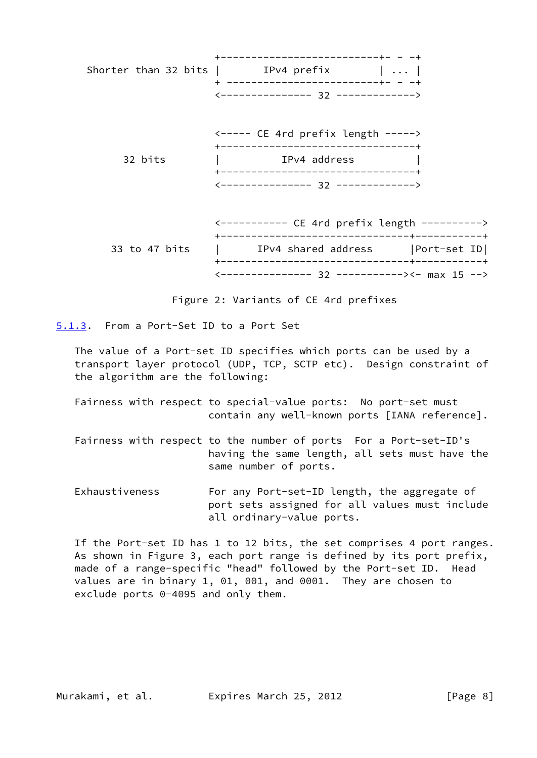```
                        +--------------------------+- - -+
  Shorter than 32 bits |       IPv4 prefix        | ... |
                        + -------------------------+- - -+
                        <--------------- 32 ------------->


                        <----- CE 4rd prefix length ----->
                        +--------------------------------+
        32 bits         |          IPv4 address          |
                        +--------------------------------+
                        <--------------- 32 ------------->


                        <----------- CE 4rd prefix length ---------->
                        +-------------------------------+-----------+
       33 to 47 bits    |      IPv4 shared address      |Port-set ID|
                        +-------------------------------+-----------+
                        <--------------- 32 -----------><- max 15 -->
```

Figure 2: Variants of CE 4rd prefixes

### 5.1.3. From a Port-Set ID to a Port Set

The value of a Port-set ID specifies which ports can be used by a transport layer protocol (UDP, TCP, SCTP etc). Design constraint of the algorithm are the following:

Fairness with respect to special-value ports: No port-set must contain any well-known ports [IANA reference].

Fairness with respect to the number of ports For a Port-set-ID's having the same length, all sets must have the same number of ports.

Exhaustiveness For any Port-set-ID length, the aggregate of port sets assigned for all values must include all ordinary-value ports.

If the Port-set ID has 1 to 12 bits, the set comprises 4 port ranges. As shown in Figure 3, each port range is defined by its port prefix, made of a range-specific "head" followed by the Port-set ID. Head values are in binary 1, 01, 001, and 0001. They are chosen to exclude ports 0-4095 and only them.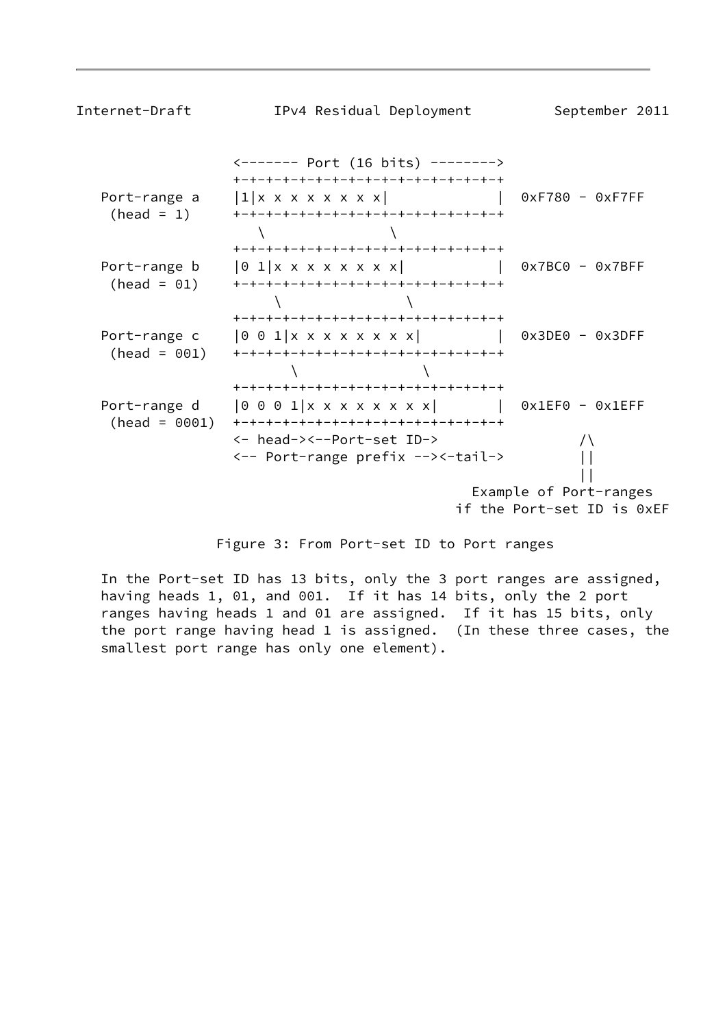```
                 <------- Port (16 bits) -------->
                 +-+-+-+-+-+-+-+-+-+-+-+-+-+-+-+-+
   Port-range a  |1|x x x x x x x x|             |  0xF780 - 0xF7FF
    (head = 1)   +-+-+-+-+-+-+-+-+-+-+-+-+-+-+-+-+
                    \               \
                 +-+-+-+-+-+-+-+-+-+-+-+-+-+-+-+-+
   Port-range b  |0 1|x x x x x x x x|           |  0x7BC0 - 0x7BFF
    (head = 01)  +-+-+-+-+-+-+-+-+-+-+-+-+-+-+-+-+
                      \               \
                 +-+-+-+-+-+-+-+-+-+-+-+-+-+-+-+-+
   Port-range c  |0 0 1|x x x x x x x x|         |  0x3DE0 - 0x3DFF
    (head = 001) +-+-+-+-+-+-+-+-+-+-+-+-+-+-+-+-+
                        \               \
                 +-+-+-+-+-+-+-+-+-+-+-+-+-+-+-+-+
   Port-range d  |0 0 0 1|x x x x x x x x|       |  0x1EF0 - 0x1EFF
    (head = 0001) +-+-+-+-+-+-+-+-+-+-+-+-+-+-+-+-+
                 <- head-><--Port-set ID->                /\
                 <-- Port-range prefix --><-tail->        ||
                                                          ||
                                               Example of Port-ranges
                                             if the Port-set ID is 0xEF
```

Figure 3: From Port-set ID to Port ranges

In the Port-set ID has 13 bits, only the 3 port ranges are assigned, having heads 1, 01, and 001. If it has 14 bits, only the 2 port ranges having heads 1 and 01 are assigned. If it has 15 bits, only the port range having head 1 is assigned. (In these three cases, the smallest port range has only one element).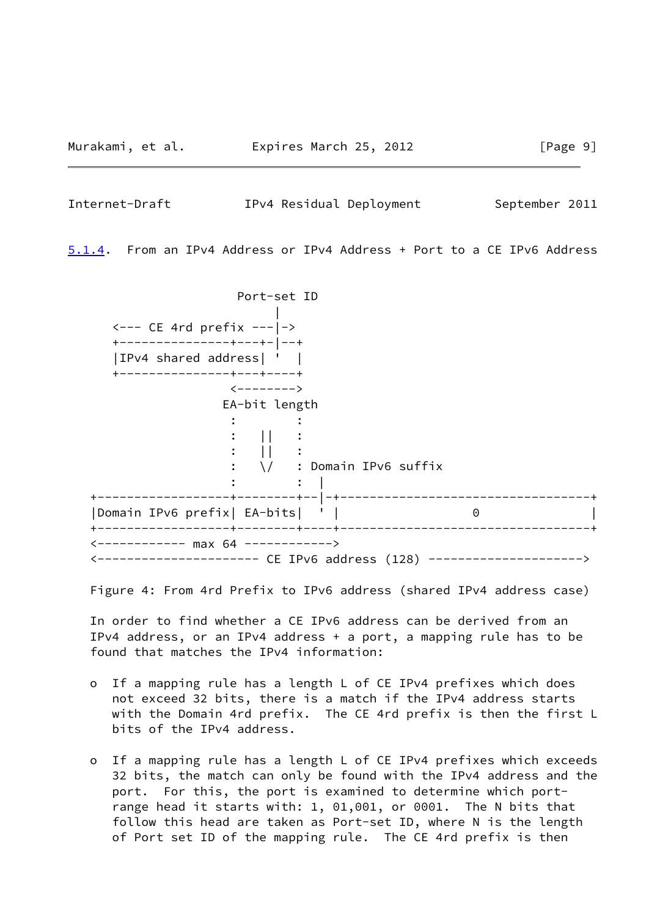### 5.1.4. From an IPv4 Address or IPv4 Address + Port to a CE IPv6 Address

```
                       Port-set ID
                            |
      <--- CE 4rd prefix ---|->
      +---------------+---+-|--+
      |IPv4 shared address| '  |
      +---------------+---+----+
                     <-------->
                    EA-bit length
                     :        :
                     :   ||   :
                     :   ||   :
                     :   \/   : Domain IPv6 suffix
                     :        :  |
   +-----------------+--------+--|-+---------------------------------+
   |Domain IPv6 prefix| EA-bits|  ' |                0                |
   +-----------------+--------+----+---------------------------------+
   <------------ max 64 ------------>
   <---------------------- CE IPv6 address (128) --------------------->
```

Figure 4: From 4rd Prefix to IPv6 address (shared IPv4 address case)

In order to find whether a CE IPv6 address can be derived from an IPv4 address, or an IPv4 address + a port, a mapping rule has to be found that matches the IPv4 information:

- If a mapping rule has a length L of CE IPv4 prefixes which does not exceed 32 bits, there is a match if the IPv4 address starts with the Domain 4rd prefix. The CE 4rd prefix is then the first L bits of the IPv4 address.

- If a mapping rule has a length L of CE IPv4 prefixes which exceeds 32 bits, the match can only be found with the IPv4 address and the port. For this, the port is examined to determine which port-range head it starts with: 1, 01,001, or 0001. The N bits that follow this head are taken as Port-set ID, where N is the length of Port set ID of the mapping rule. The CE 4rd prefix is then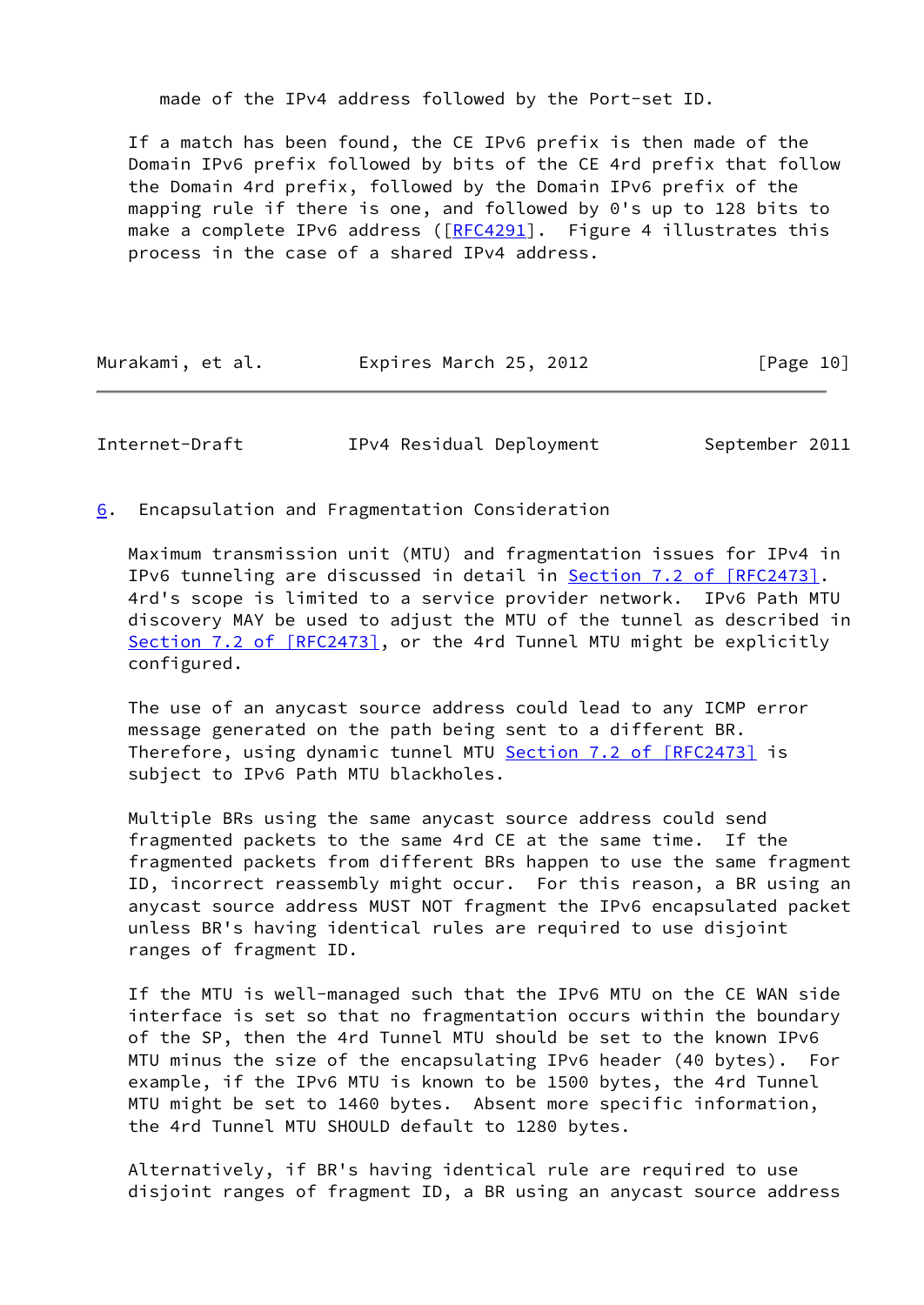made of the IPv4 address followed by the Port-set ID.

If a match has been found, the CE IPv6 prefix is then made of the Domain IPv6 prefix followed by bits of the CE 4rd prefix that follow the Domain 4rd prefix, followed by the Domain IPv6 prefix of the mapping rule if there is one, and followed by 0's up to 128 bits to make a complete IPv6 address ([RFC4291]. Figure 4 illustrates this process in the case of a shared IPv4 address.

## 6. Encapsulation and Fragmentation Consideration

Maximum transmission unit (MTU) and fragmentation issues for IPv4 in IPv6 tunneling are discussed in detail in Section 7.2 of [RFC2473]. 4rd's scope is limited to a service provider network. IPv6 Path MTU discovery MAY be used to adjust the MTU of the tunnel as described in Section 7.2 of [RFC2473], or the 4rd Tunnel MTU might be explicitly configured.

The use of an anycast source address could lead to any ICMP error message generated on the path being sent to a different BR. Therefore, using dynamic tunnel MTU Section 7.2 of [RFC2473] is subject to IPv6 Path MTU blackholes.

Multiple BRs using the same anycast source address could send fragmented packets to the same 4rd CE at the same time. If the fragmented packets from different BRs happen to use the same fragment ID, incorrect reassembly might occur. For this reason, a BR using an anycast source address MUST NOT fragment the IPv6 encapsulated packet unless BR's having identical rules are required to use disjoint ranges of fragment ID.

If the MTU is well-managed such that the IPv6 MTU on the CE WAN side interface is set so that no fragmentation occurs within the boundary of the SP, then the 4rd Tunnel MTU should be set to the known IPv6 MTU minus the size of the encapsulating IPv6 header (40 bytes). For example, if the IPv6 MTU is known to be 1500 bytes, the 4rd Tunnel MTU might be set to 1460 bytes. Absent more specific information, the 4rd Tunnel MTU SHOULD default to 1280 bytes.

Alternatively, if BR's having identical rule are required to use disjoint ranges of fragment ID, a BR using an anycast source address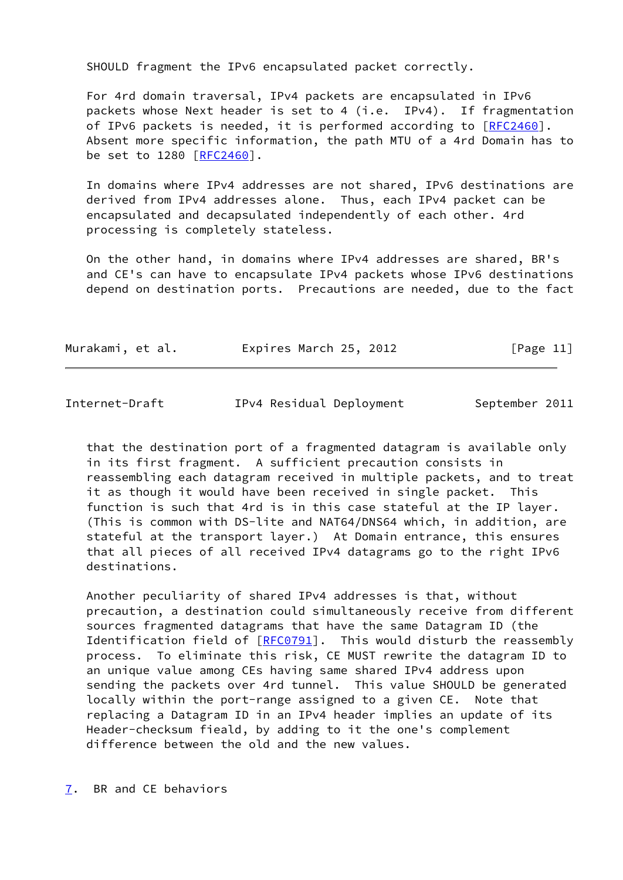SHOULD fragment the IPv6 encapsulated packet correctly.

For 4rd domain traversal, IPv4 packets are encapsulated in IPv6 packets whose Next header is set to 4 (i.e. IPv4). If fragmentation of IPv6 packets is needed, it is performed according to [RFC2460]. Absent more specific information, the path MTU of a 4rd Domain has to be set to 1280 [RFC2460].

In domains where IPv4 addresses are not shared, IPv6 destinations are derived from IPv4 addresses alone. Thus, each IPv4 packet can be encapsulated and decapsulated independently of each other. 4rd processing is completely stateless.

On the other hand, in domains where IPv4 addresses are shared, BR's and CE's can have to encapsulate IPv4 packets whose IPv6 destinations depend on destination ports. Precautions are needed, due to the fact that the destination port of a fragmented datagram is available only in its first fragment. A sufficient precaution consists in reassembling each datagram received in multiple packets, and to treat it as though it would have been received in single packet. This function is such that 4rd is in this case stateful at the IP layer. (This is common with DS-lite and NAT64/DNS64 which, in addition, are stateful at the transport layer.) At Domain entrance, this ensures that all pieces of all received IPv4 datagrams go to the right IPv6 destinations.

Another peculiarity of shared IPv4 addresses is that, without precaution, a destination could simultaneously receive from different sources fragmented datagrams that have the same Datagram ID (the Identification field of [RFC0791]. This would disturb the reassembly process. To eliminate this risk, CE MUST rewrite the datagram ID to an unique value among CEs having same shared IPv4 address upon sending the packets over 4rd tunnel. This value SHOULD be generated locally within the port-range assigned to a given CE. Note that replacing a Datagram ID in an IPv4 header implies an update of its Header-checksum fieald, by adding to it the one's complement difference between the old and the new values.

## 7. BR and CE behaviors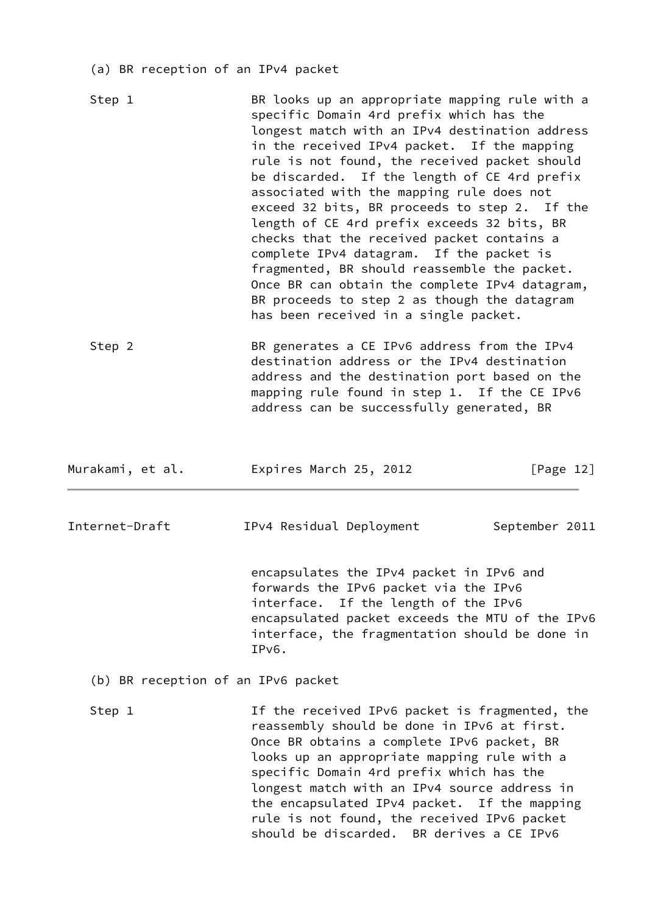(a) BR reception of an IPv4 packet

Step 1 — BR looks up an appropriate mapping rule with a specific Domain 4rd prefix which has the longest match with an IPv4 destination address in the received IPv4 packet. If the mapping rule is not found, the received packet should be discarded. If the length of CE 4rd prefix associated with the mapping rule does not exceed 32 bits, BR proceeds to step 2. If the length of CE 4rd prefix exceeds 32 bits, BR checks that the received packet contains a complete IPv4 datagram. If the packet is fragmented, BR should reassemble the packet. Once BR can obtain the complete IPv4 datagram, BR proceeds to step 2 as though the datagram has been received in a single packet.

Step 2 — BR generates a CE IPv6 address from the IPv4 destination address or the IPv4 destination address and the destination port based on the mapping rule found in step 1. If the CE IPv6 address can be successfully generated, BR encapsulates the IPv4 packet in IPv6 and forwards the IPv6 packet via the IPv6 interface. If the length of the IPv6 encapsulated packet exceeds the MTU of the IPv6 interface, the fragmentation should be done in IPv6.

(b) BR reception of an IPv6 packet

Step 1 — If the received IPv6 packet is fragmented, the reassembly should be done in IPv6 at first. Once BR obtains a complete IPv6 packet, BR looks up an appropriate mapping rule with a specific Domain 4rd prefix which has the longest match with an IPv4 source address in the encapsulated IPv4 packet. If the mapping rule is not found, the received IPv6 packet should be discarded. BR derives a CE IPv6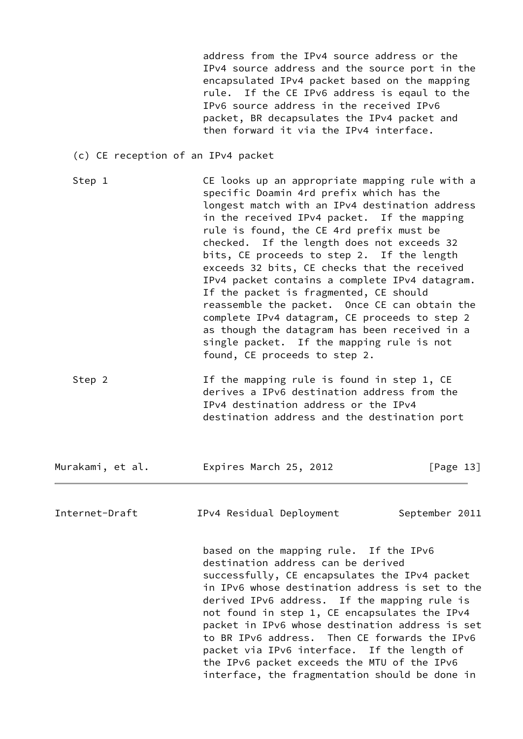address from the IPv4 source address or the IPv4 source address and the source port in the encapsulated IPv4 packet based on the mapping rule. If the CE IPv6 address is eqaul to the IPv6 source address in the received IPv6 packet, BR decapsulates the IPv4 packet and then forward it via the IPv4 interface.

(c) CE reception of an IPv4 packet

Step 1 — CE looks up an appropriate mapping rule with a specific Doamin 4rd prefix which has the longest match with an IPv4 destination address in the received IPv4 packet. If the mapping rule is found, the CE 4rd prefix must be checked. If the length does not exceeds 32 bits, CE proceeds to step 2. If the length exceeds 32 bits, CE checks that the received IPv4 packet contains a complete IPv4 datagram. If the packet is fragmented, CE should reassemble the packet. Once CE can obtain the complete IPv4 datagram, CE proceeds to step 2 as though the datagram has been received in a single packet. If the mapping rule is not found, CE proceeds to step 2.

Step 2 — If the mapping rule is found in step 1, CE derives a IPv6 destination address from the IPv4 destination address or the IPv4 destination address and the destination port based on the mapping rule. If the IPv6 destination address can be derived successfully, CE encapsulates the IPv4 packet in IPv6 whose destination address is set to the derived IPv6 address. If the mapping rule is not found in step 1, CE encapsulates the IPv4 packet in IPv6 whose destination address is set to BR IPv6 address. Then CE forwards the IPv6 packet via IPv6 interface. If the length of the IPv6 packet exceeds the MTU of the IPv6 interface, the fragmentation should be done in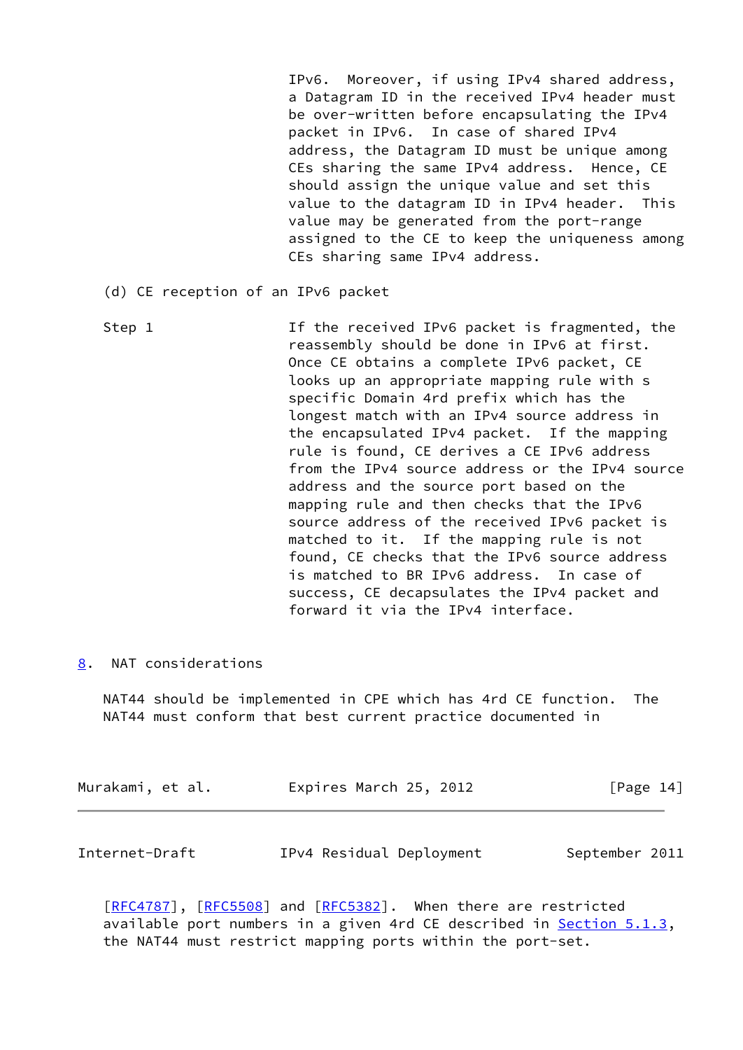IPv6. Moreover, if using IPv4 shared address, a Datagram ID in the received IPv4 header must be over-written before encapsulating the IPv4 packet in IPv6. In case of shared IPv4 address, the Datagram ID must be unique among CEs sharing the same IPv4 address. Hence, CE should assign the unique value and set this value to the datagram ID in IPv4 header. This value may be generated from the port-range assigned to the CE to keep the uniqueness among CEs sharing same IPv4 address.

(d) CE reception of an IPv6 packet

Step 1 — If the received IPv6 packet is fragmented, the reassembly should be done in IPv6 at first. Once CE obtains a complete IPv6 packet, CE looks up an appropriate mapping rule with s specific Domain 4rd prefix which has the longest match with an IPv4 source address in the encapsulated IPv4 packet. If the mapping rule is found, CE derives a CE IPv6 address from the IPv4 source address or the IPv4 source address and the source port based on the mapping rule and then checks that the IPv6 source address of the received IPv6 packet is matched to it. If the mapping rule is not found, CE checks that the IPv6 source address is matched to BR IPv6 address. In case of success, CE decapsulates the IPv4 packet and forward it via the IPv4 interface.

## 8. NAT considerations

NAT44 should be implemented in CPE which has 4rd CE function. The NAT44 must conform that best current practice documented in [RFC4787], [RFC5508] and [RFC5382]. When there are restricted available port numbers in a given 4rd CE described in Section 5.1.3, the NAT44 must restrict mapping ports within the port-set.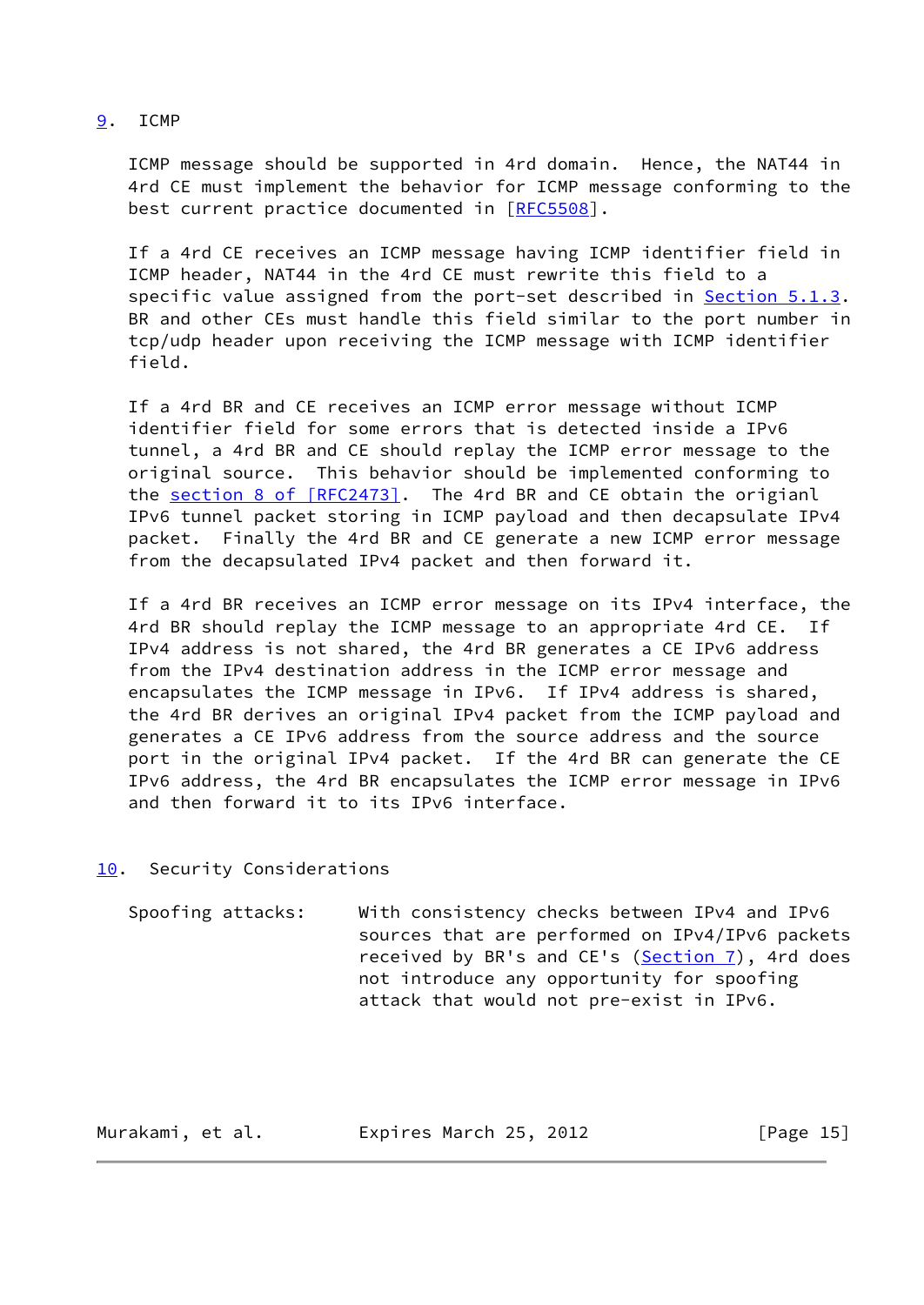## 9. ICMP

ICMP message should be supported in 4rd domain. Hence, the NAT44 in 4rd CE must implement the behavior for ICMP message conforming to the best current practice documented in [RFC5508].

If a 4rd CE receives an ICMP message having ICMP identifier field in ICMP header, NAT44 in the 4rd CE must rewrite this field to a specific value assigned from the port-set described in Section 5.1.3. BR and other CEs must handle this field similar to the port number in tcp/udp header upon receiving the ICMP message with ICMP identifier field.

If a 4rd BR and CE receives an ICMP error message without ICMP identifier field for some errors that is detected inside a IPv6 tunnel, a 4rd BR and CE should replay the ICMP error message to the original source. This behavior should be implemented conforming to the section 8 of [RFC2473]. The 4rd BR and CE obtain the origianl IPv6 tunnel packet storing in ICMP payload and then decapsulate IPv4 packet. Finally the 4rd BR and CE generate a new ICMP error message from the decapsulated IPv4 packet and then forward it.

If a 4rd BR receives an ICMP error message on its IPv4 interface, the 4rd BR should replay the ICMP message to an appropriate 4rd CE. If IPv4 address is not shared, the 4rd BR generates a CE IPv6 address from the IPv4 destination address in the ICMP error message and encapsulates the ICMP message in IPv6. If IPv4 address is shared, the 4rd BR derives an original IPv4 packet from the ICMP payload and generates a CE IPv6 address from the source address and the source port in the original IPv4 packet. If the 4rd BR can generate the CE IPv6 address, the 4rd BR encapsulates the ICMP error message in IPv6 and then forward it to its IPv6 interface.

## 10. Security Considerations

Spoofing attacks: With consistency checks between IPv4 and IPv6 sources that are performed on IPv4/IPv6 packets received by BR's and CE's (Section 7), 4rd does not introduce any opportunity for spoofing attack that would not pre-exist in IPv6.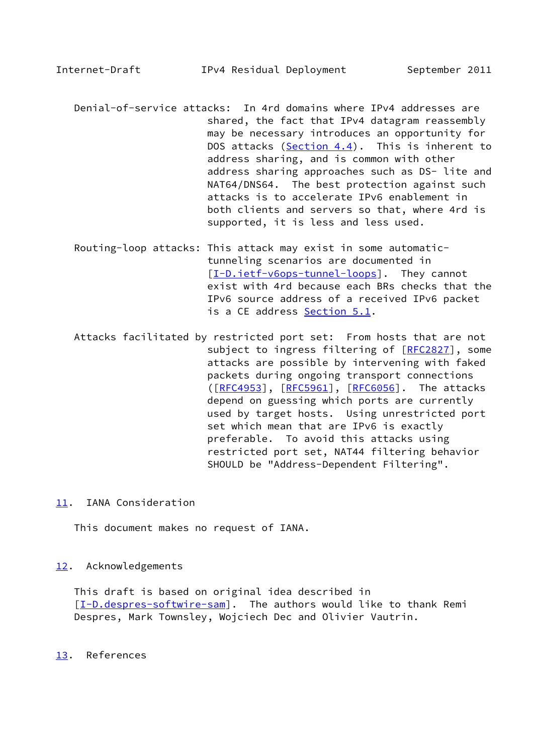Denial-of-service attacks: In 4rd domains where IPv4 addresses are shared, the fact that IPv4 datagram reassembly may be necessary introduces an opportunity for DOS attacks (Section 4.4). This is inherent to address sharing, and is common with other address sharing approaches such as DS- lite and NAT64/DNS64. The best protection against such attacks is to accelerate IPv6 enablement in both clients and servers so that, where 4rd is supported, it is less and less used.

Routing-loop attacks: This attack may exist in some automatic-tunneling scenarios are documented in [I-D.ietf-v6ops-tunnel-loops]. They cannot exist with 4rd because each BRs checks that the IPv6 source address of a received IPv6 packet is a CE address Section 5.1.

Attacks facilitated by restricted port set: From hosts that are not subject to ingress filtering of [RFC2827], some attacks are possible by intervening with faked packets during ongoing transport connections ([RFC4953], [RFC5961], [RFC6056]. The attacks depend on guessing which ports are currently used by target hosts. Using unrestricted port set which mean that are IPv6 is exactly preferable. To avoid this attacks using restricted port set, NAT44 filtering behavior SHOULD be "Address-Dependent Filtering".

## 11. IANA Consideration

This document makes no request of IANA.

## 12. Acknowledgements

This draft is based on original idea described in [I-D.despres-softwire-sam]. The authors would like to thank Remi Despres, Mark Townsley, Wojciech Dec and Olivier Vautrin.

## 13. References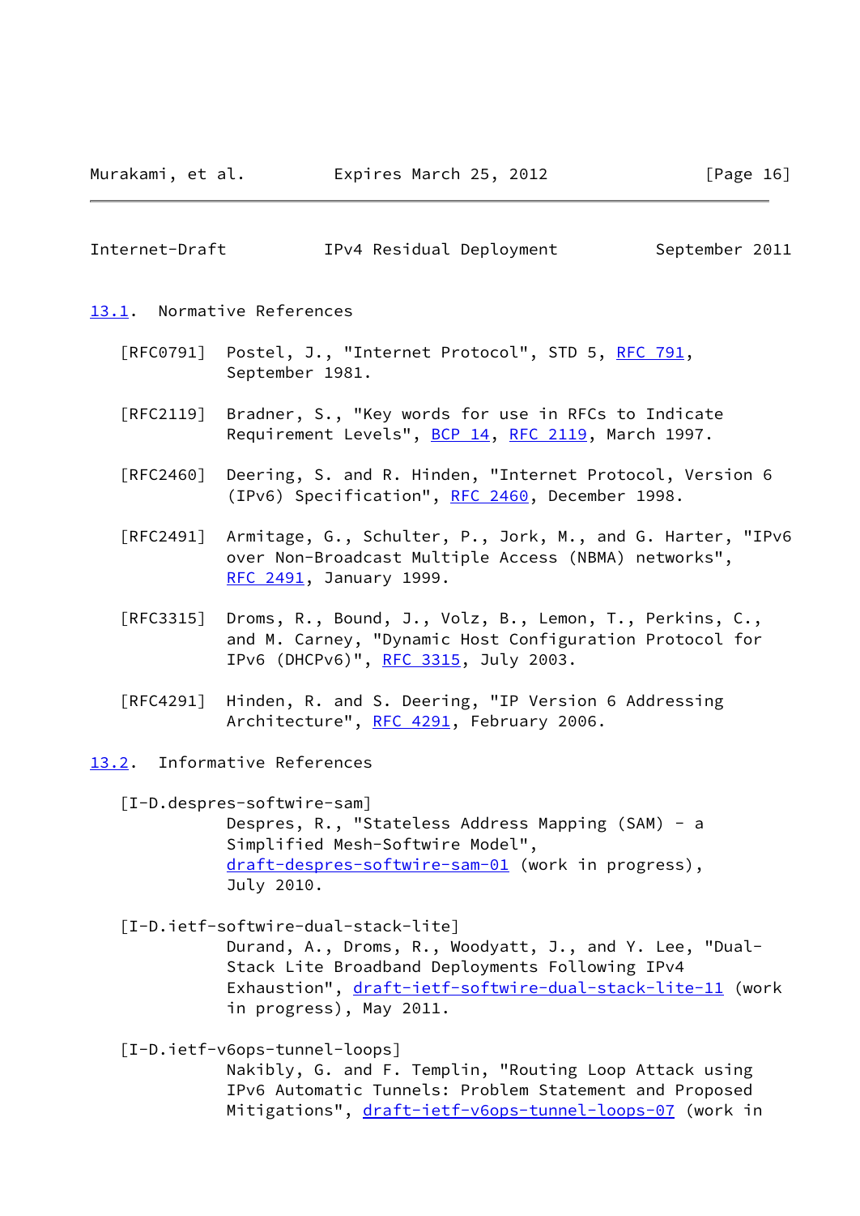### 13.1. Normative References

[RFC0791] Postel, J., "Internet Protocol", STD 5, RFC 791, September 1981.

[RFC2119] Bradner, S., "Key words for use in RFCs to Indicate Requirement Levels", BCP 14, RFC 2119, March 1997.

[RFC2460] Deering, S. and R. Hinden, "Internet Protocol, Version 6 (IPv6) Specification", RFC 2460, December 1998.

[RFC2491] Armitage, G., Schulter, P., Jork, M., and G. Harter, "IPv6 over Non-Broadcast Multiple Access (NBMA) networks", RFC 2491, January 1999.

[RFC3315] Droms, R., Bound, J., Volz, B., Lemon, T., Perkins, C., and M. Carney, "Dynamic Host Configuration Protocol for IPv6 (DHCPv6)", RFC 3315, July 2003.

[RFC4291] Hinden, R. and S. Deering, "IP Version 6 Addressing Architecture", RFC 4291, February 2006.

### 13.2. Informative References

[I-D.despres-softwire-sam]
Despres, R., "Stateless Address Mapping (SAM) - a Simplified Mesh-Softwire Model", draft-despres-softwire-sam-01 (work in progress), July 2010.

[I-D.ietf-softwire-dual-stack-lite]
Durand, A., Droms, R., Woodyatt, J., and Y. Lee, "Dual-Stack Lite Broadband Deployments Following IPv4 Exhaustion", draft-ietf-softwire-dual-stack-lite-11 (work in progress), May 2011.

[I-D.ietf-v6ops-tunnel-loops]
Nakibly, G. and F. Templin, "Routing Loop Attack using IPv6 Automatic Tunnels: Problem Statement and Proposed Mitigations", draft-ietf-v6ops-tunnel-loops-07 (work in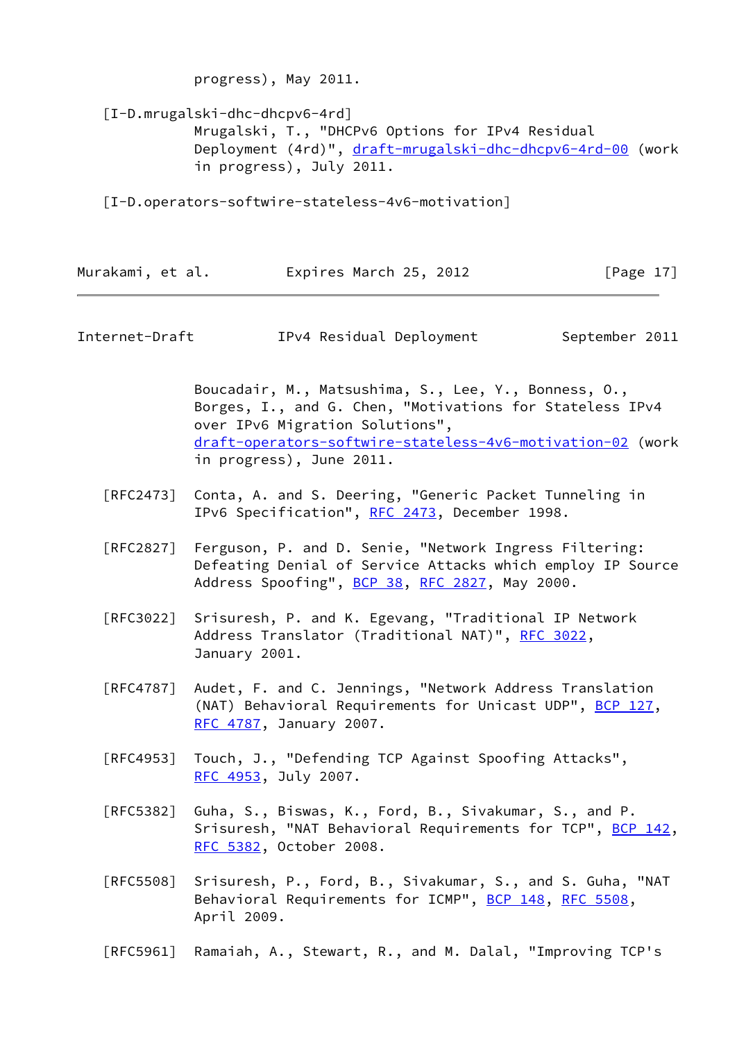progress), May 2011.

[I-D.mrugalski-dhc-dhcpv6-4rd]
Mrugalski, T., "DHCPv6 Options for IPv4 Residual Deployment (4rd)", draft-mrugalski-dhc-dhcpv6-4rd-00 (work in progress), July 2011.

[I-D.operators-softwire-stateless-4v6-motivation]
Boucadair, M., Matsushima, S., Lee, Y., Bonness, O., Borges, I., and G. Chen, "Motivations for Stateless IPv4 over IPv6 Migration Solutions", draft-operators-softwire-stateless-4v6-motivation-02 (work in progress), June 2011.

[RFC2473] Conta, A. and S. Deering, "Generic Packet Tunneling in IPv6 Specification", RFC 2473, December 1998.

[RFC2827] Ferguson, P. and D. Senie, "Network Ingress Filtering: Defeating Denial of Service Attacks which employ IP Source Address Spoofing", BCP 38, RFC 2827, May 2000.

[RFC3022] Srisuresh, P. and K. Egevang, "Traditional IP Network Address Translator (Traditional NAT)", RFC 3022, January 2001.

[RFC4787] Audet, F. and C. Jennings, "Network Address Translation (NAT) Behavioral Requirements for Unicast UDP", BCP 127, RFC 4787, January 2007.

[RFC4953] Touch, J., "Defending TCP Against Spoofing Attacks", RFC 4953, July 2007.

[RFC5382] Guha, S., Biswas, K., Ford, B., Sivakumar, S., and P. Srisuresh, "NAT Behavioral Requirements for TCP", BCP 142, RFC 5382, October 2008.

[RFC5508] Srisuresh, P., Ford, B., Sivakumar, S., and S. Guha, "NAT Behavioral Requirements for ICMP", BCP 148, RFC 5508, April 2009.

[RFC5961] Ramaiah, A., Stewart, R., and M. Dalal, "Improving TCP's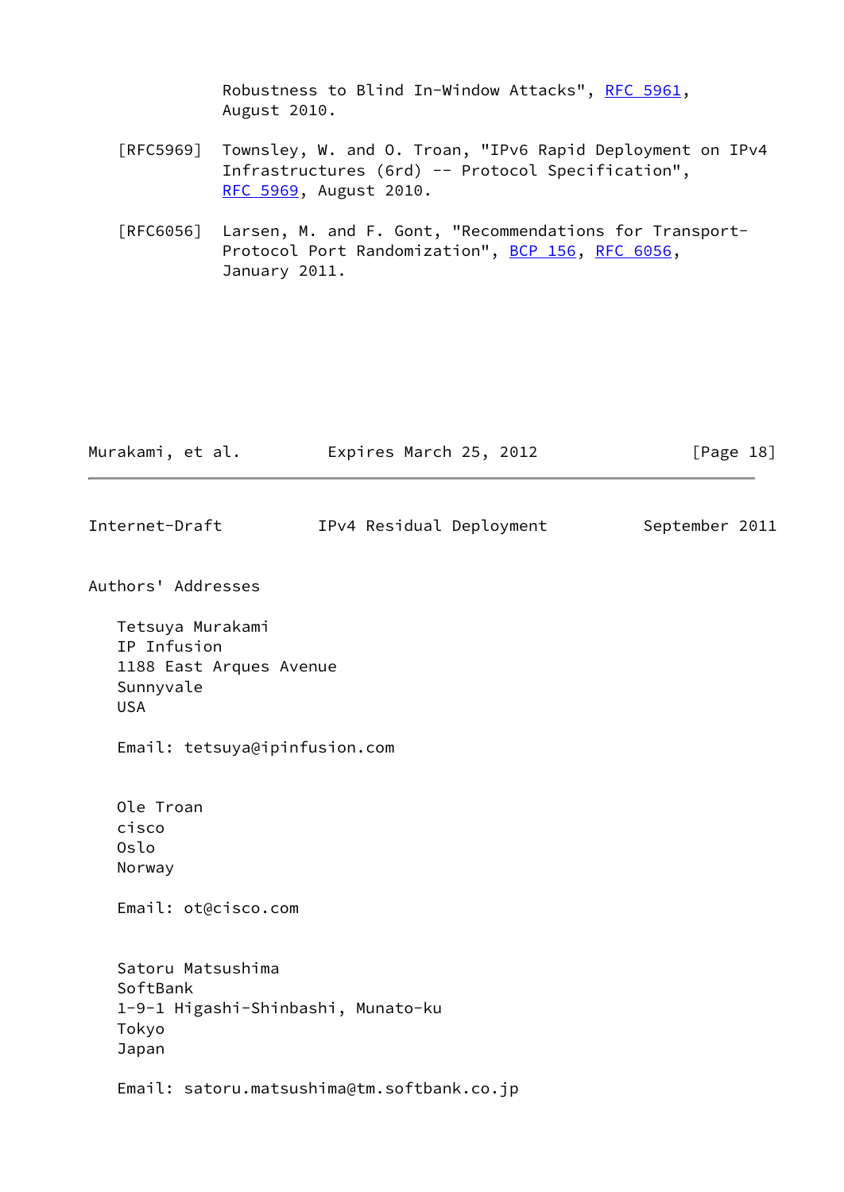Robustness to Blind In-Window Attacks", RFC 5961, August 2010.

[RFC5969] Townsley, W. and O. Troan, "IPv6 Rapid Deployment on IPv4 Infrastructures (6rd) -- Protocol Specification", RFC 5969, August 2010.

[RFC6056] Larsen, M. and F. Gont, "Recommendations for Transport-Protocol Port Randomization", BCP 156, RFC 6056, January 2011.

## Authors' Addresses

Tetsuya Murakami
IP Infusion
1188 East Arques Avenue
Sunnyvale
USA

Email: tetsuya@ipinfusion.com

Ole Troan
cisco
Oslo
Norway

Email: ot@cisco.com

Satoru Matsushima
SoftBank
1-9-1 Higashi-Shinbashi, Munato-ku
Tokyo
Japan

Email: satoru.matsushima@tm.softbank.co.jp